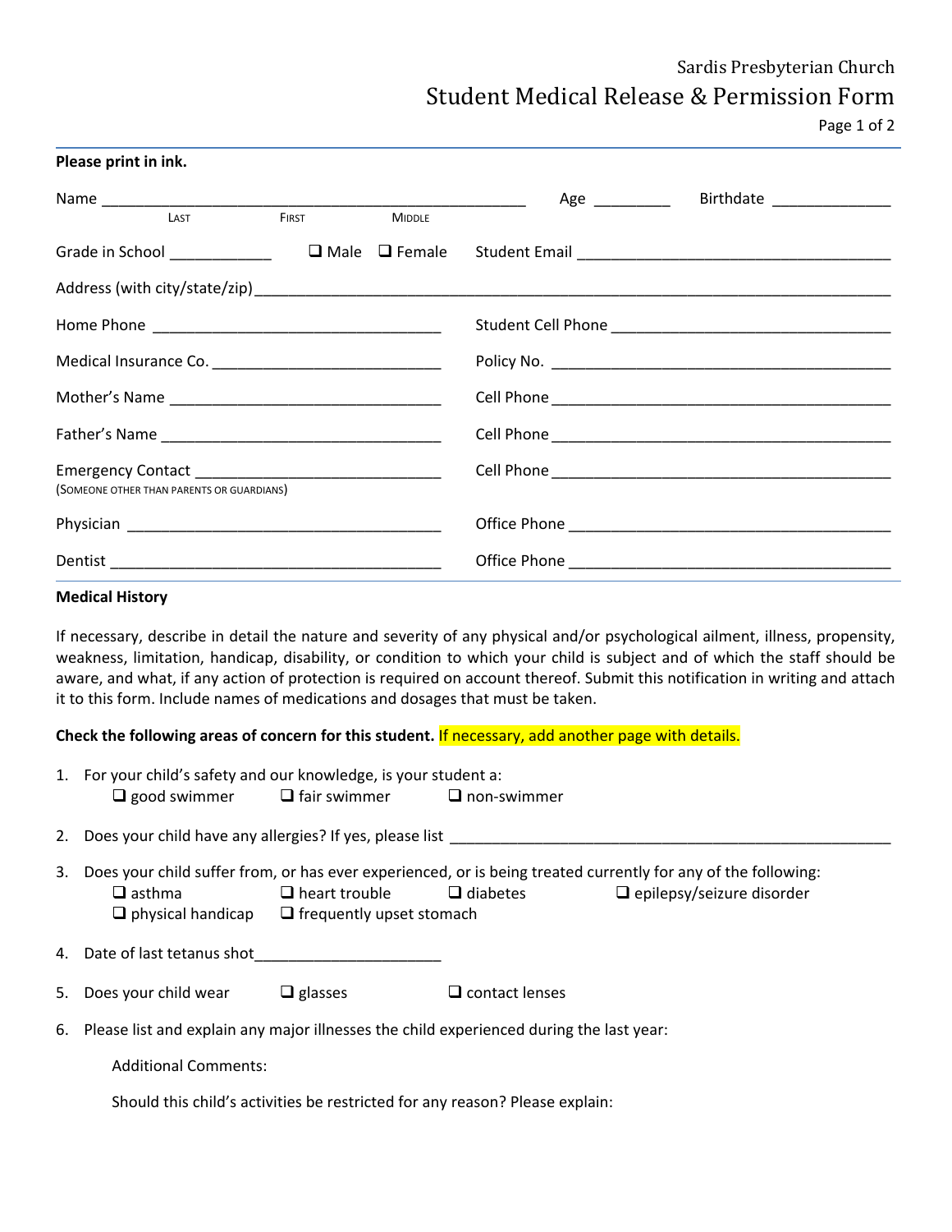Sardis Presbyterian Church

# Student Medical Release & Permission Form

**Please print in ink.**

Name ___________________________________________________ Age _________ Birthdate ______________
LAST FIRST MIDDLE

Grade in School ____________ ❑ Male ❑ Female Student Email ____________________________________

Address (with city/state/zip) ______________________________________________________________

Home Phone __________________________________ Student Cell Phone _________________________________

Medical Insurance Co. ___________________________ Policy No. __________________________________________

Mother's Name ________________________________ Cell Phone _________________________________________

Father's Name _________________________________ Cell Phone _________________________________________

Emergency Contact ____________________________ Cell Phone _________________________________________
(SOMEONE OTHER THAN PARENTS OR GUARDIANS)

Physician _____________________________________ Office Phone _______________________________________

Dentist _______________________________________ Office Phone _______________________________________

**Medical History**

If necessary, describe in detail the nature and severity of any physical and/or psychological ailment, illness, propensity, weakness, limitation, handicap, disability, or condition to which your child is subject and of which the staff should be aware, and what, if any action of protection is required on account thereof. Submit this notification in writing and attach it to this form. Include names of medications and dosages that must be taken.

**Check the following areas of concern for this student.** If necessary, add another page with details.

1. For your child's safety and our knowledge, is your student a:
   ❑ good swimmer ❑ fair swimmer ❑ non-swimmer

2. Does your child have any allergies? If yes, please list ______________________________________________

3. Does your child suffer from, or has ever experienced, or is being treated currently for any of the following:
   ❑ asthma ❑ heart trouble ❑ diabetes ❑ epilepsy/seizure disorder
   ❑ physical handicap ❑ frequently upset stomach

4. Date of last tetanus shot______________________

5. Does your child wear ❑ glasses ❑ contact lenses

6. Please list and explain any major illnesses the child experienced during the last year:

   Additional Comments:

   Should this child's activities be restricted for any reason? Please explain: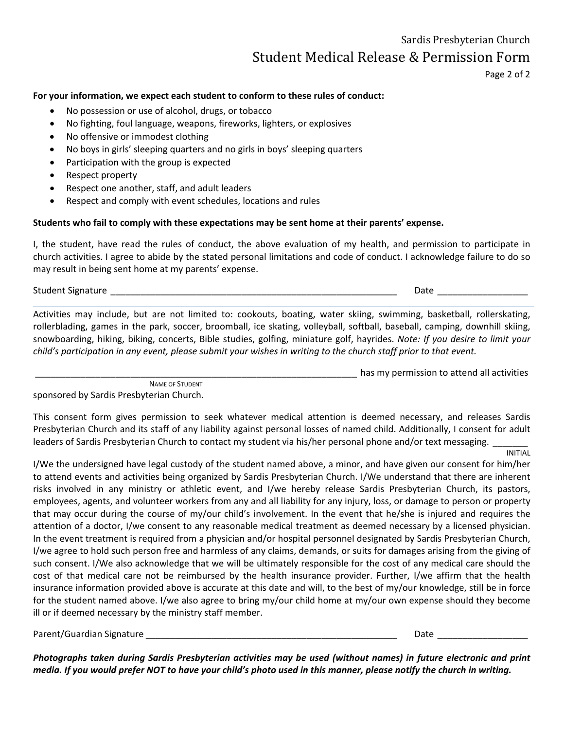**For your information, we expect each student to conform to these rules of conduct:**

- No possession or use of alcohol, drugs, or tobacco
- No fighting, foul language, weapons, fireworks, lighters, or explosives
- No offensive or immodest clothing
- No boys in girls' sleeping quarters and no girls in boys' sleeping quarters
- Participation with the group is expected
- Respect property
- Respect one another, staff, and adult leaders
- Respect and comply with event schedules, locations and rules

**Students who fail to comply with these expectations may be sent home at their parents' expense.**

I, the student, have read the rules of conduct, the above evaluation of my health, and permission to participate in church activities. I agree to abide by the stated personal limitations and code of conduct. I acknowledge failure to do so may result in being sent home at my parents' expense.

Student Signature ____________________________________________________________ Date __________________

---

Activities may include, but are not limited to: cookouts, boating, water skiing, swimming, basketball, rollerskating, rollerblading, games in the park, soccer, broomball, ice skating, volleyball, softball, baseball, camping, downhill skiing, snowboarding, hiking, biking, concerts, Bible studies, golfing, miniature golf, hayrides. *Note: If you desire to limit your child's participation in any event, please submit your wishes in writing to the church staff prior to that event.*

_________________________________________________________________ has my permission to attend all activities
NAME OF STUDENT
sponsored by Sardis Presbyterian Church.

This consent form gives permission to seek whatever medical attention is deemed necessary, and releases Sardis Presbyterian Church and its staff of any liability against personal losses of named child. Additionally, I consent for adult leaders of Sardis Presbyterian Church to contact my student via his/her personal phone and/or text messaging. _______
INITIAL

I/We the undersigned have legal custody of the student named above, a minor, and have given our consent for him/her to attend events and activities being organized by Sardis Presbyterian Church. I/We understand that there are inherent risks involved in any ministry or athletic event, and I/we hereby release Sardis Presbyterian Church, its pastors, employees, agents, and volunteer workers from any and all liability for any injury, loss, or damage to person or property that may occur during the course of my/our child's involvement. In the event that he/she is injured and requires the attention of a doctor, I/we consent to any reasonable medical treatment as deemed necessary by a licensed physician. In the event treatment is required from a physician and/or hospital personnel designated by Sardis Presbyterian Church, I/we agree to hold such person free and harmless of any claims, demands, or suits for damages arising from the giving of such consent. I/We also acknowledge that we will be ultimately responsible for the cost of any medical care should the cost of that medical care not be reimbursed by the health insurance provider. Further, I/we affirm that the health insurance information provided above is accurate at this date and will, to the best of my/our knowledge, still be in force for the student named above. I/we also agree to bring my/our child home at my/our own expense should they become ill or if deemed necessary by the ministry staff member.

Parent/Guardian Signature _____________________________________________________ Date __________________

***Photographs taken during Sardis Presbyterian activities may be used (without names) in future electronic and print media. If you would prefer NOT to have your child's photo used in this manner, please notify the church in writing.***